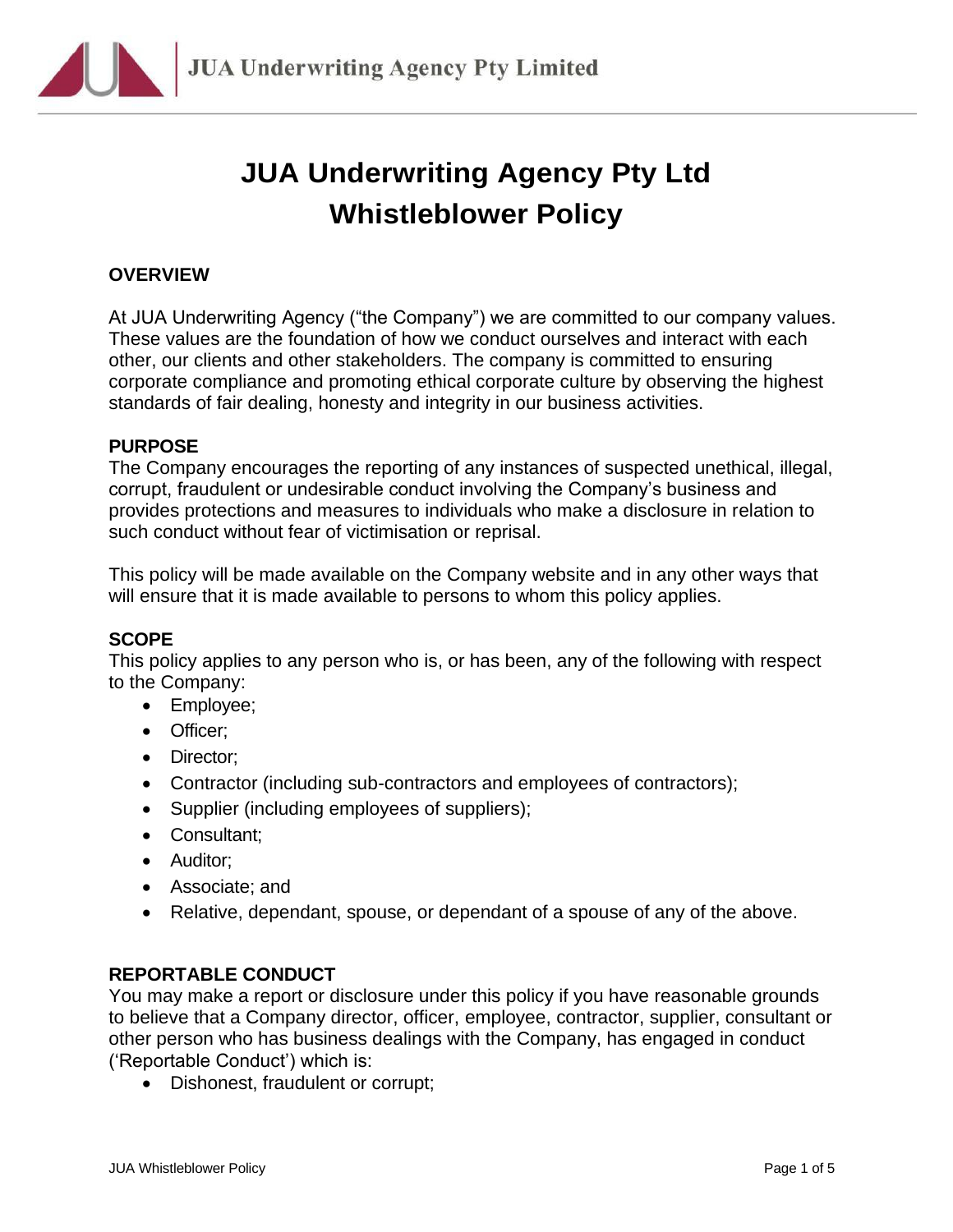# JUA Underwriting Agency Pty Ltd
# Whistleblower Policy

## OVERVIEW

At JUA Underwriting Agency ("the Company") we are committed to our company values. These values are the foundation of how we conduct ourselves and interact with each other, our clients and other stakeholders. The company is committed to ensuring corporate compliance and promoting ethical corporate culture by observing the highest standards of fair dealing, honesty and integrity in our business activities.

## PURPOSE

The Company encourages the reporting of any instances of suspected unethical, illegal, corrupt, fraudulent or undesirable conduct involving the Company's business and provides protections and measures to individuals who make a disclosure in relation to such conduct without fear of victimisation or reprisal.

This policy will be made available on the Company website and in any other ways that will ensure that it is made available to persons to whom this policy applies.

## SCOPE

This policy applies to any person who is, or has been, any of the following with respect to the Company:

- Employee;
- Officer;
- Director;
- Contractor (including sub-contractors and employees of contractors);
- Supplier (including employees of suppliers);
- Consultant;
- Auditor;
- Associate; and
- Relative, dependant, spouse, or dependant of a spouse of any of the above.

## REPORTABLE CONDUCT

You may make a report or disclosure under this policy if you have reasonable grounds to believe that a Company director, officer, employee, contractor, supplier, consultant or other person who has business dealings with the Company, has engaged in conduct ('Reportable Conduct') which is:

- Dishonest, fraudulent or corrupt;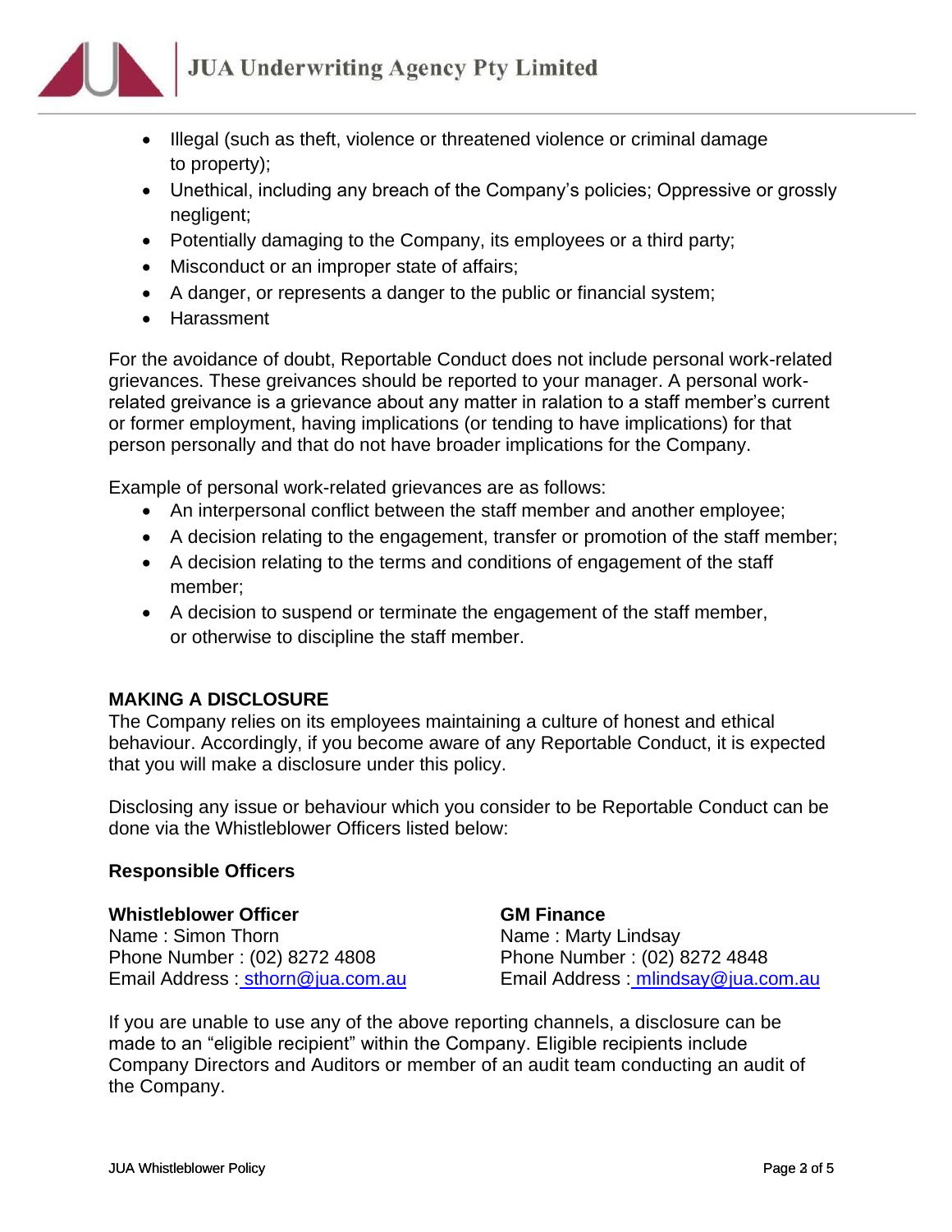- Illegal (such as theft, violence or threatened violence or criminal damage to property);
- Unethical, including any breach of the Company's policies; Oppressive or grossly negligent;
- Potentially damaging to the Company, its employees or a third party;
- Misconduct or an improper state of affairs;
- A danger, or represents a danger to the public or financial system;
- Harassment

For the avoidance of doubt, Reportable Conduct does not include personal work-related grievances. These greivances should be reported to your manager. A personal work-related greivance is a grievance about any matter in ralation to a staff member's current or former employment, having implications (or tending to have implications) for that person personally and that do not have broader implications for the Company.

Example of personal work-related grievances are as follows:

- An interpersonal conflict between the staff member and another employee;
- A decision relating to the engagement, transfer or promotion of the staff member;
- A decision relating to the terms and conditions of engagement of the staff member;
- A decision to suspend or terminate the engagement of the staff member, or otherwise to discipline the staff member.

## MAKING A DISCLOSURE

The Company relies on its employees maintaining a culture of honest and ethical behaviour. Accordingly, if you become aware of any Reportable Conduct, it is expected that you will make a disclosure under this policy.

Disclosing any issue or behaviour which you consider to be Reportable Conduct can be done via the Whistleblower Officers listed below:

### Responsible Officers

**Whistleblower Officer**
Name : Simon Thorn
Phone Number : (02) 8272 4808
Email Address : sthorn@jua.com.au

**GM Finance**
Name : Marty Lindsay
Phone Number : (02) 8272 4848
Email Address : mlindsay@jua.com.au

If you are unable to use any of the above reporting channels, a disclosure can be made to an "eligible recipient" within the Company. Eligible recipients include Company Directors and Auditors or member of an audit team conducting an audit of the Company.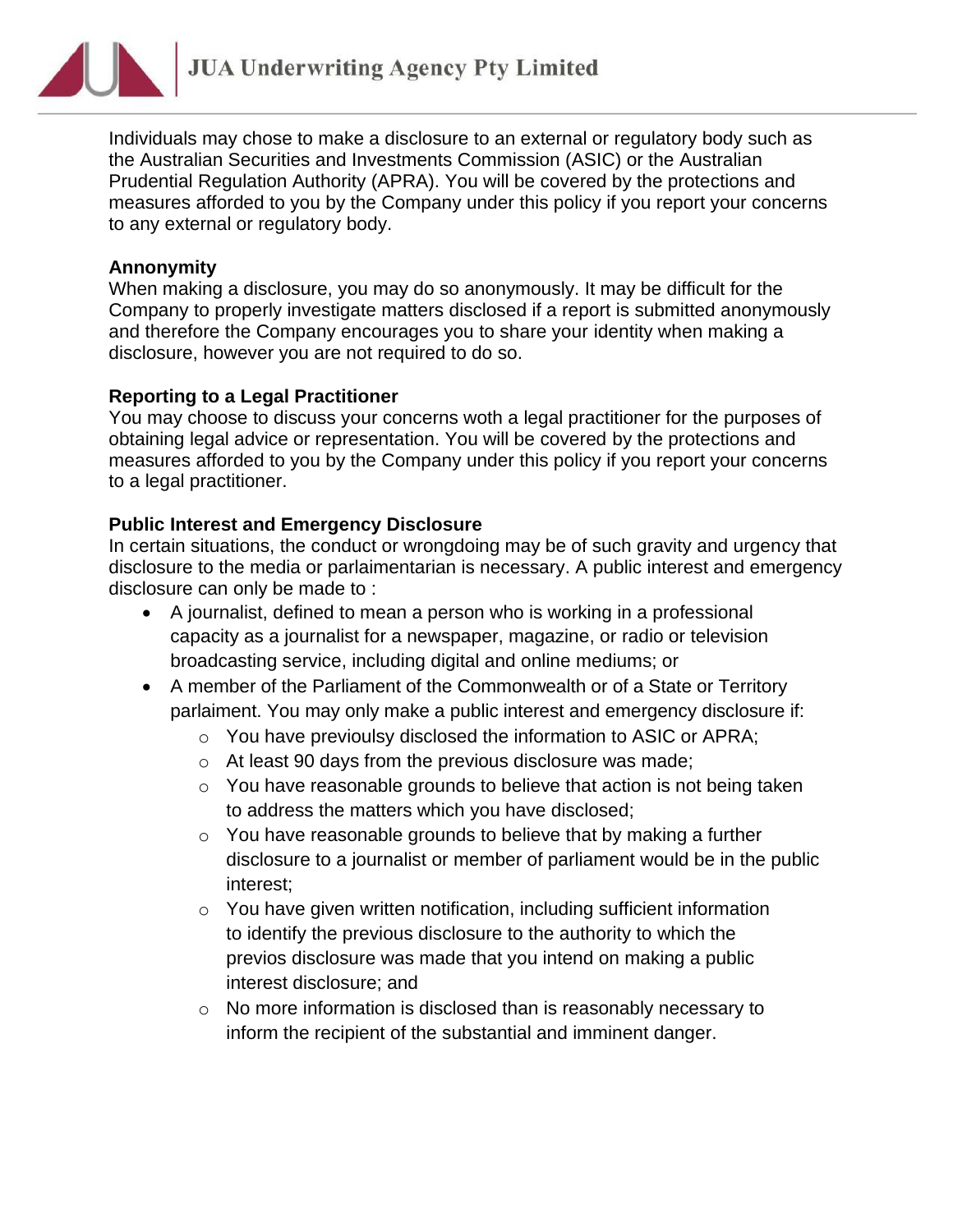Individuals may chose to make a disclosure to an external or regulatory body such as the Australian Securities and Investments Commission (ASIC) or the Australian Prudential Regulation Authority (APRA). You will be covered by the protections and measures afforded to you by the Company under this policy if you report your concerns to any external or regulatory body.

**Annonymity**

When making a disclosure, you may do so anonymously. It may be difficult for the Company to properly investigate matters disclosed if a report is submitted anonymously and therefore the Company encourages you to share your identity when making a disclosure, however you are not required to do so.

**Reporting to a Legal Practitioner**

You may choose to discuss your concerns woth a legal practitioner for the purposes of obtaining legal advice or representation. You will be covered by the protections and measures afforded to you by the Company under this policy if you report your concerns to a legal practitioner.

**Public Interest and Emergency Disclosure**

In certain situations, the conduct or wrongdoing may be of such gravity and urgency that disclosure to the media or parlaimentarian is necessary. A public interest and emergency disclosure can only be made to :

- A journalist, defined to mean a person who is working in a professional capacity as a journalist for a newspaper, magazine, or radio or television broadcasting service, including digital and online mediums; or
- A member of the Parliament of the Commonwealth or of a State or Territory parlaiment. You may only make a public interest and emergency disclosure if:
  - You have previoulsy disclosed the information to ASIC or APRA;
  - At least 90 days from the previous disclosure was made;
  - You have reasonable grounds to believe that action is not being taken to address the matters which you have disclosed;
  - You have reasonable grounds to believe that by making a further disclosure to a journalist or member of parliament would be in the public interest;
  - You have given written notification, including sufficient information to identify the previous disclosure to the authority to which the previos disclosure was made that you intend on making a public interest disclosure; and
  - No more information is disclosed than is reasonably necessary to inform the recipient of the substantial and imminent danger.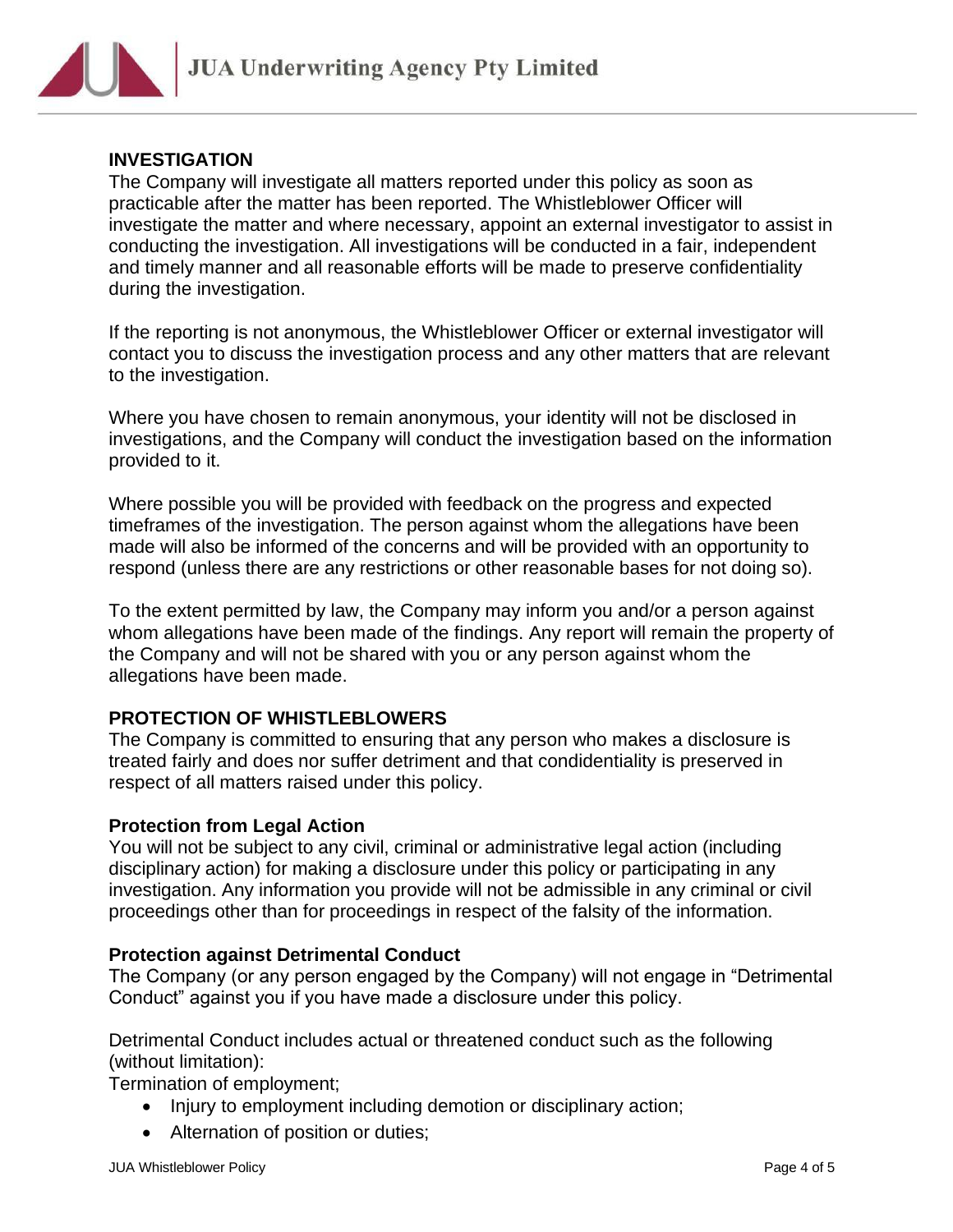## INVESTIGATION

The Company will investigate all matters reported under this policy as soon as practicable after the matter has been reported. The Whistleblower Officer will investigate the matter and where necessary, appoint an external investigator to assist in conducting the investigation. All investigations will be conducted in a fair, independent and timely manner and all reasonable efforts will be made to preserve confidentiality during the investigation.

If the reporting is not anonymous, the Whistleblower Officer or external investigator will contact you to discuss the investigation process and any other matters that are relevant to the investigation.

Where you have chosen to remain anonymous, your identity will not be disclosed in investigations, and the Company will conduct the investigation based on the information provided to it.

Where possible you will be provided with feedback on the progress and expected timeframes of the investigation. The person against whom the allegations have been made will also be informed of the concerns and will be provided with an opportunity to respond (unless there are any restrictions or other reasonable bases for not doing so).

To the extent permitted by law, the Company may inform you and/or a person against whom allegations have been made of the findings. Any report will remain the property of the Company and will not be shared with you or any person against whom the allegations have been made.

## PROTECTION OF WHISTLEBLOWERS

The Company is committed to ensuring that any person who makes a disclosure is treated fairly and does nor suffer detriment and that condidentiality is preserved in respect of all matters raised under this policy.

### Protection from Legal Action

You will not be subject to any civil, criminal or administrative legal action (including disciplinary action) for making a disclosure under this policy or participating in any investigation. Any information you provide will not be admissible in any criminal or civil proceedings other than for proceedings in respect of the falsity of the information.

### Protection against Detrimental Conduct

The Company (or any person engaged by the Company) will not engage in "Detrimental Conduct" against you if you have made a disclosure under this policy.

Detrimental Conduct includes actual or threatened conduct such as the following (without limitation):

Termination of employment;

- Injury to employment including demotion or disciplinary action;
- Alternation of position or duties;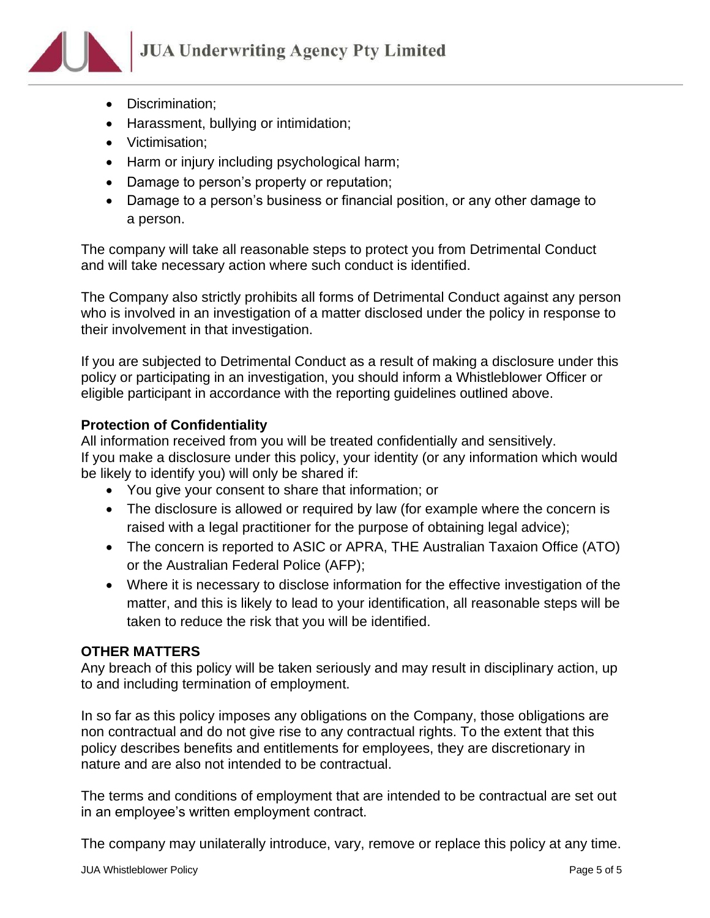- Discrimination;
- Harassment, bullying or intimidation;
- Victimisation;
- Harm or injury including psychological harm;
- Damage to person's property or reputation;
- Damage to a person's business or financial position, or any other damage to a person.

The company will take all reasonable steps to protect you from Detrimental Conduct and will take necessary action where such conduct is identified.

The Company also strictly prohibits all forms of Detrimental Conduct against any person who is involved in an investigation of a matter disclosed under the policy in response to their involvement in that investigation.

If you are subjected to Detrimental Conduct as a result of making a disclosure under this policy or participating in an investigation, you should inform a Whistleblower Officer or eligible participant in accordance with the reporting guidelines outlined above.

**Protection of Confidentiality**

All information received from you will be treated confidentially and sensitively.
If you make a disclosure under this policy, your identity (or any information which would be likely to identify you) will only be shared if:

- You give your consent to share that information; or
- The disclosure is allowed or required by law (for example where the concern is raised with a legal practitioner for the purpose of obtaining legal advice);
- The concern is reported to ASIC or APRA, THE Australian Taxaion Office (ATO) or the Australian Federal Police (AFP);
- Where it is necessary to disclose information for the effective investigation of the matter, and this is likely to lead to your identification, all reasonable steps will be taken to reduce the risk that you will be identified.

**OTHER MATTERS**

Any breach of this policy will be taken seriously and may result in disciplinary action, up to and including termination of employment.

In so far as this policy imposes any obligations on the Company, those obligations are non contractual and do not give rise to any contractual rights. To the extent that this policy describes benefits and entitlements for employees, they are discretionary in nature and are also not intended to be contractual.

The terms and conditions of employment that are intended to be contractual are set out in an employee's written employment contract.

The company may unilaterally introduce, vary, remove or replace this policy at any time.